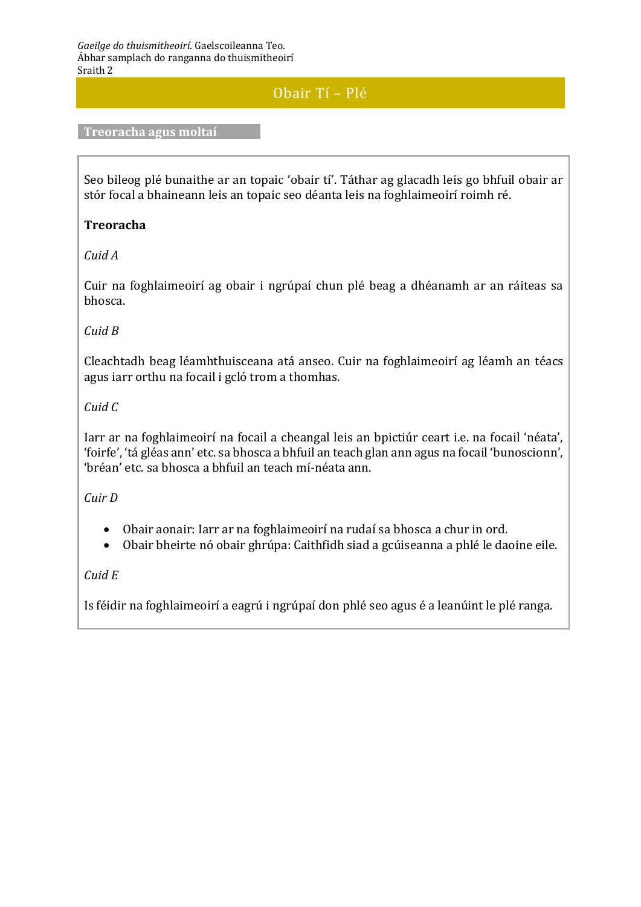*Gaeilge do thuismitheoirí*. Gaelscoileanna Teo.
Ábhar samplach do ranganna do thuismitheoirí
Sraith 2

# Obair Tí – Plé

## Treoracha agus moltaí

Seo bileog plé bunaithe ar an topaic 'obair tí'. Táthar ag glacadh leis go bhfuil obair ar stór focal a bhaineann leis an topaic seo déanta leis na foghlaimeoirí roimh ré.

**Treoracha**

*Cuid A*

Cuir na foghlaimeoirí ag obair i ngrúpaí chun plé beag a dhéanamh ar an ráiteas sa bhosca.

*Cuid B*

Cleachtadh beag léamhthuisceana atá anseo. Cuir na foghlaimeoirí ag léamh an téacs agus iarr orthu na focail i gcló trom a thomhas.

*Cuid C*

Iarr ar na foghlaimeoirí na focail a cheangal leis an bpictiúr ceart i.e. na focail 'néata', 'foirfe', 'tá gléas ann' etc. sa bhosca a bhfuil an teach glan ann agus na focail 'bunoscionn', 'bréan' etc. sa bhosca a bhfuil an teach mí-néata ann.

*Cuir D*

- Obair aonair: Iarr ar na foghlaimeoirí na rudaí sa bhosca a chur in ord.
- Obair bheirte nó obair ghrúpa: Caithfidh siad a gcúiseanna a phlé le daoine eile.

*Cuid E*

Is féidir na foghlaimeoirí a eagrú i ngrúpaí don phlé seo agus é a leanúint le plé ranga.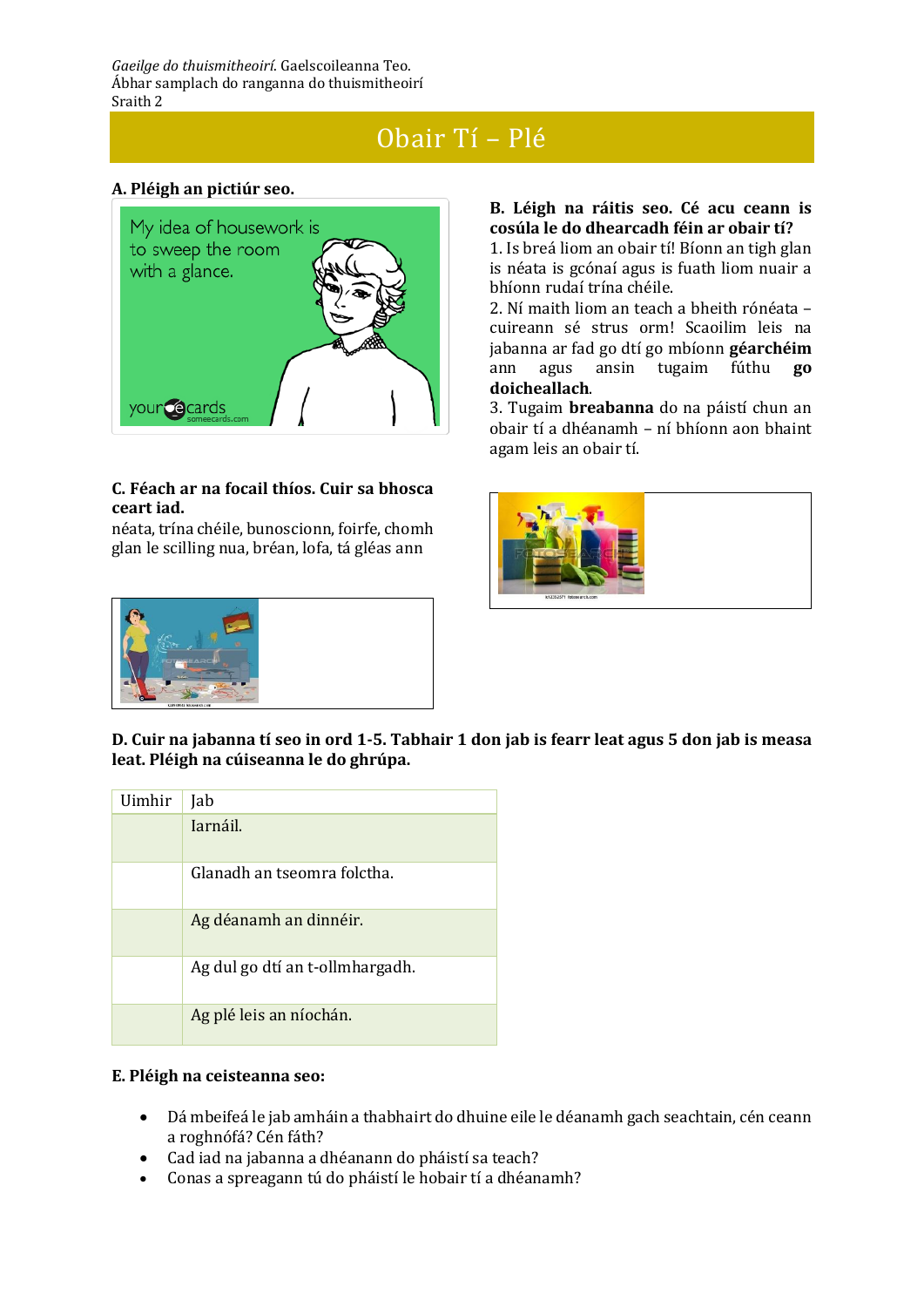*Gaeilge do thuismitheoirí*. Gaelscoileanna Teo.
Ábhar samplach do ranganna do thuismitheoirí
Sraith 2

# Obair Tí – Plé

**A. Pléigh an pictiúr seo.**

My idea of housework is to sweep the room with a glance.

your ecards
someecards.com

**B. Léigh na ráitis seo. Cé acu ceann is cosúla le do dhearcadh féin ar obair tí?**

1. Is breá liom an obair tí! Bíonn an tigh glan is néata is gcónaí agus is fuath liom nuair a bhíonn rudaí trína chéile.
2. Ní maith liom an teach a bheith rónéata – cuireann sé strus orm! Scaoilim leis na jabanna ar fad go dtí go mbíonn **géarchéim** ann agus ansin tugaim fúthu **go doicheallach**.
3. Tugaim **breabanna** do na páistí chun an obair tí a dhéanamh – ní bhíonn aon bhaint agam leis an obair tí.

**C. Féach ar na focail thíos. Cuir sa bhosca ceart iad.**

néata, trína chéile, bunoscionn, foirfe, chomh glan le scilling nua, bréan, lofa, tá gléas ann

**D. Cuir na jabanna tí seo in ord 1-5. Tabhair 1 don jab is fearr leat agus 5 don jab is measa leat. Pléigh na cúiseanna le do ghrúpa.**

| Uimhir | Jab |
|---|---|
| | Iarnáil. |
| | Glanadh an tseomra folctha. |
| | Ag déanamh an dinnéir. |
| | Ag dul go dtí an t-ollmhargadh. |
| | Ag plé leis an níochán. |

**E. Pléigh na ceisteanna seo:**

- Dá mbeifeá le jab amháin a thabhairt do dhuine eile le déanamh gach seachtain, cén ceann a roghnófá? Cén fáth?
- Cad iad na jabanna a dhéanann do pháistí sa teach?
- Conas a spreagann tú do pháistí le hobair tí a dhéanamh?